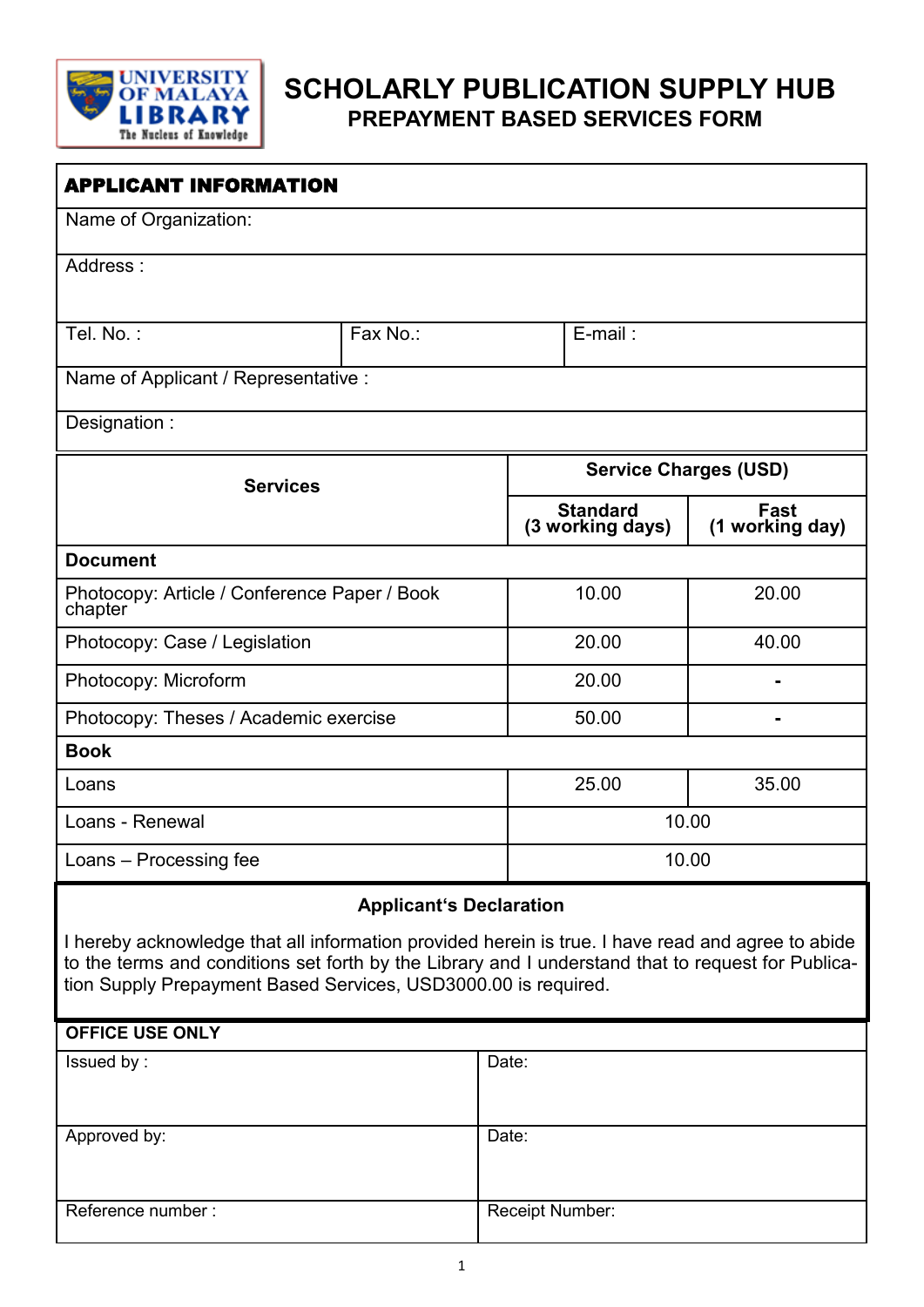# SCHOLARLY PUBLICATION SUPPLY HUB

## PREPAYMENT BASED SERVICES FORM

| APPLICANT INFORMATION | | |
|---|---|---|
| Name of Organization: | | |
| Address : | | |
| Tel. No. : | Fax No.: | E-mail : |
| Name of Applicant / Representative : | | |
| Designation : | | |

| Services | Service Charges (USD) | |
|---|---|---|
| | Standard (3 working days) | Fast (1 working day) |
| **Document** | | |
| Photocopy: Article / Conference Paper / Book chapter | 10.00 | 20.00 |
| Photocopy: Case / Legislation | 20.00 | 40.00 |
| Photocopy: Microform | 20.00 | - |
| Photocopy: Theses / Academic exercise | 50.00 | - |
| **Book** | | |
| Loans | 25.00 | 35.00 |
| Loans - Renewal | 10.00 | |
| Loans – Processing fee | 10.00 | |

**Applicant's Declaration**

I hereby acknowledge that all information provided herein is true. I have read and agree to abide to the terms and conditions set forth by the Library and I understand that to request for Publication Supply Prepayment Based Services, USD3000.00 is required.

| OFFICE USE ONLY | |
|---|---|
| Issued by : | Date: |
| Approved by: | Date: |
| Reference number : | Receipt Number: |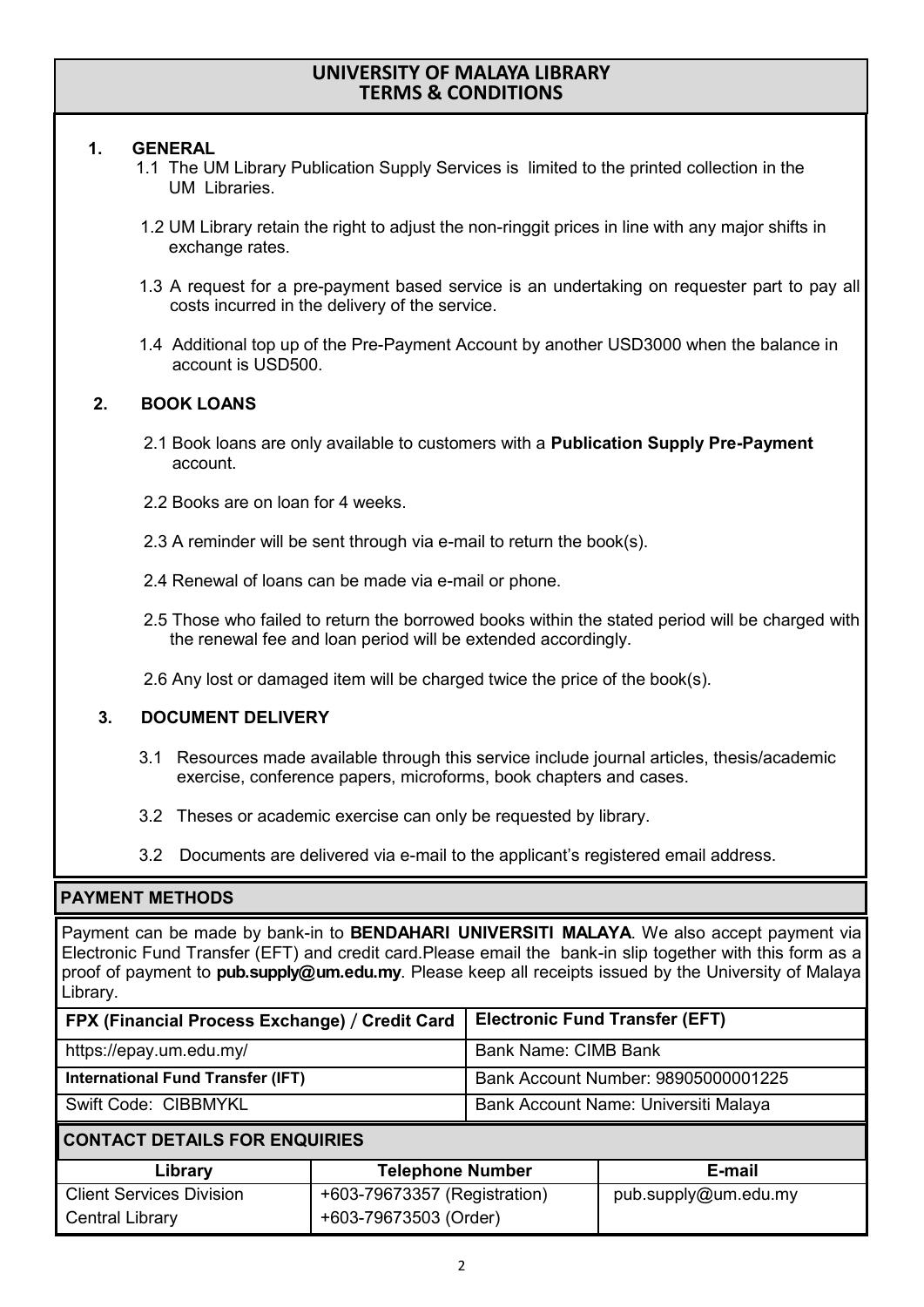# UNIVERSITY OF MALAYA LIBRARY
# TERMS & CONDITIONS

## 1. GENERAL

1.1 The UM Library Publication Supply Services is limited to the printed collection in the UM Libraries.

1.2 UM Library retain the right to adjust the non-ringgit prices in line with any major shifts in exchange rates.

1.3 A request for a pre-payment based service is an undertaking on requester part to pay all costs incurred in the delivery of the service.

1.4 Additional top up of the Pre-Payment Account by another USD3000 when the balance in account is USD500.

## 2. BOOK LOANS

2.1 Book loans are only available to customers with a **Publication Supply Pre-Payment** account.

2.2 Books are on loan for 4 weeks.

2.3 A reminder will be sent through via e-mail to return the book(s).

2.4 Renewal of loans can be made via e-mail or phone.

2.5 Those who failed to return the borrowed books within the stated period will be charged with the renewal fee and loan period will be extended accordingly.

2.6 Any lost or damaged item will be charged twice the price of the book(s).

## 3. DOCUMENT DELIVERY

3.1 Resources made available through this service include journal articles, thesis/academic exercise, conference papers, microforms, book chapters and cases.

3.2 Theses or academic exercise can only be requested by library.

3.2 Documents are delivered via e-mail to the applicant's registered email address.

## PAYMENT METHODS

Payment can be made by bank-in to **BENDAHARI UNIVERSITI MALAYA**. We also accept payment via Electronic Fund Transfer (EFT) and credit card.Please email the bank-in slip together with this form as a proof of payment to **pub.supply@um.edu.my**. Please keep all receipts issued by the University of Malaya Library.

| FPX (Financial Process Exchange) / Credit Card | Electronic Fund Transfer (EFT) |
|---|---|
| https://epay.um.edu.my/ | Bank Name: CIMB Bank |
| **International Fund Transfer (IFT)** | Bank Account Number: 98905000001225 |
| Swift Code: CIBBMYKL | Bank Account Name: Universiti Malaya |

## CONTACT DETAILS FOR ENQUIRIES

| Library | Telephone Number | E-mail |
|---|---|---|
| Client Services Division<br>Central Library | +603-79673357 (Registration)<br>+603-79673503 (Order) | pub.supply@um.edu.my |